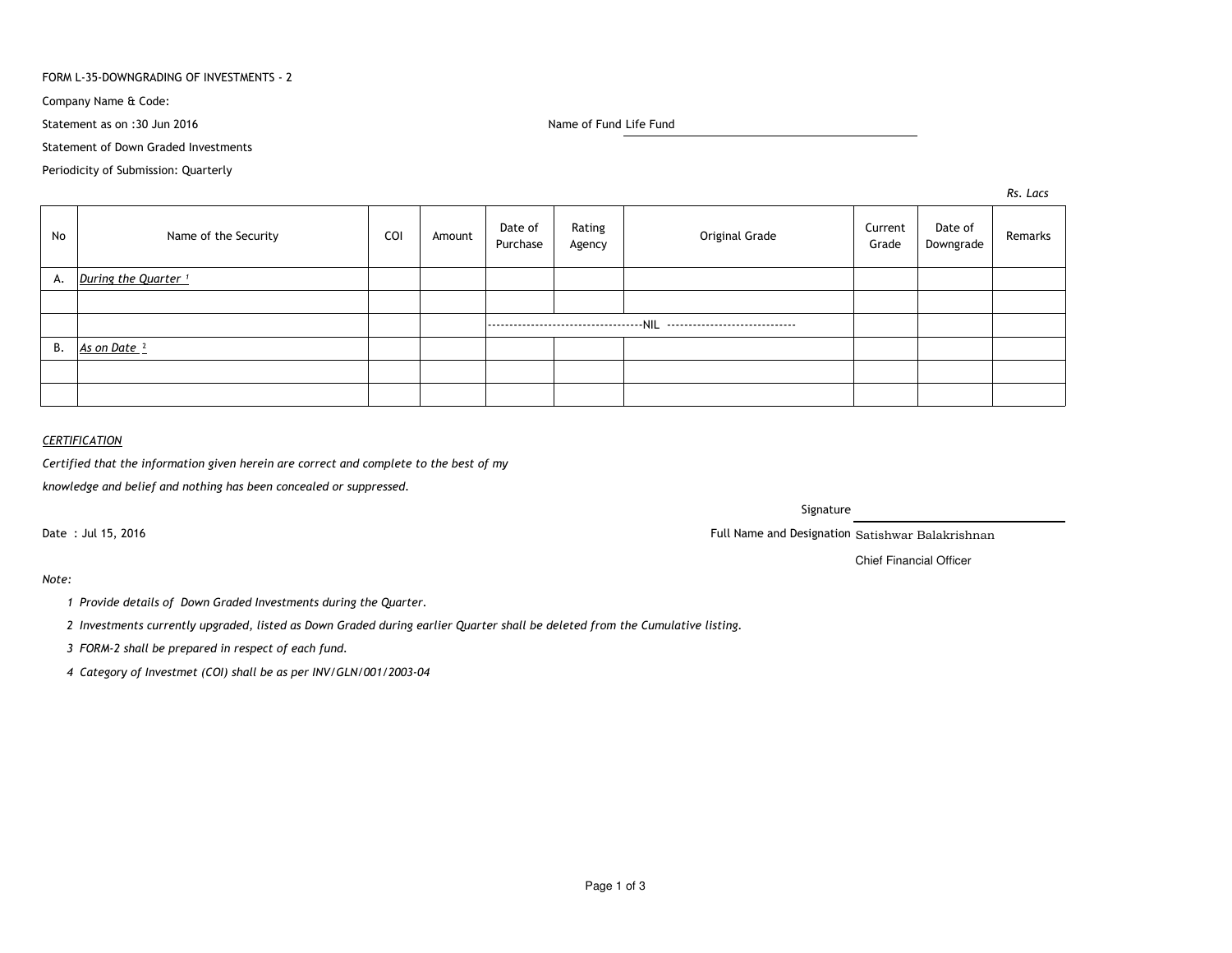FORM L-35-DOWNGRADING OF INVESTMENTS - 2

Company Name & Code:

Statement as on :30 Jun 2016

Name of Fund Life Fund

Statement of Down Graded Investments

Periodicity of Submission: Quarterly

*Rs. Lacs*

| No | Name of the Security | COI | Amount | Date of Purchase | Rating Agency | Original Grade | Current Grade | Date of Downgrade | Remarks |
|---|---|---|---|---|---|---|---|---|---|
| A. | *During the Quarter* [1] | | | | | | | | |
| | | | | | | | | | |
| | | | | ------------------------------------NIL ----------------------------- | | | | | |
| B. | *As on Date* [2] | | | | | | | | |
| | | | | | | | | | |
| | | | | | | | | | |

*CERTIFICATION*

*Certified that the information given herein are correct and complete to the best of my knowledge and belief and nothing has been concealed or suppressed.*

Signature

Date : Jul 15, 2016

Full Name and Designation Satishwar Balakrishnan

Chief Financial Officer

*Note:*

1. *Provide details of Down Graded Investments during the Quarter.*
2. *Investments currently upgraded, listed as Down Graded during earlier Quarter shall be deleted from the Cumulative listing.*
3. *FORM-2 shall be prepared in respect of each fund.*
4. *Category of Investmet (COI) shall be as per INV/GLN/001/2003-04*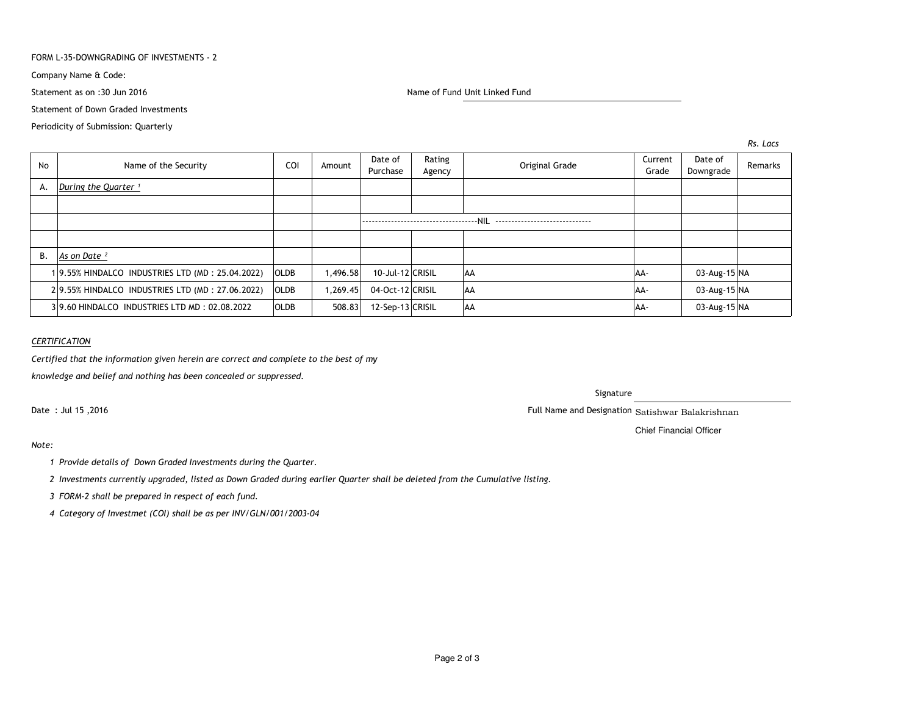FORM L-35-DOWNGRADING OF INVESTMENTS - 2

Company Name & Code:

Statement as on :30 Jun 2016

Name of Fund Unit Linked Fund

Statement of Down Graded Investments

Periodicity of Submission: Quarterly

*Rs. Lacs*

| No | Name of the Security | COI | Amount | Date of Purchase | Rating Agency | Original Grade | Current Grade | Date of Downgrade | Remarks |
|---|---|---|---|---|---|---|---|---|---|
| A. | *During the Quarter* [1] | | | | | | | | |
| | | | | | | | | | |
| | | | | ------------------------------------NIL ------------------------------ | | | | | |
| | | | | | | | | | |
| B. | *As on Date* [2] | | | | | | | | |
| 1 | 9.55% HINDALCO INDUSTRIES LTD (MD : 25.04.2022) | OLDB | 1,496.58 | 10-Jul-12 | CRISIL | AA | AA- | 03-Aug-15 | NA |
| 2 | 9.55% HINDALCO INDUSTRIES LTD (MD : 27.06.2022) | OLDB | 1,269.45 | 04-Oct-12 | CRISIL | AA | AA- | 03-Aug-15 | NA |
| 3 | 9.60 HINDALCO INDUSTRIES LTD MD : 02.08.2022 | OLDB | 508.83 | 12-Sep-13 | CRISIL | AA | AA- | 03-Aug-15 | NA |

*CERTIFICATION*

*Certified that the information given herein are correct and complete to the best of my knowledge and belief and nothing has been concealed or suppressed.*

Signature

Date : Jul 15 ,2016

Full Name and Designation Satishwar Balakrishnan

Chief Financial Officer

*Note:*

1. *Provide details of Down Graded Investments during the Quarter.*
2. *Investments currently upgraded, listed as Down Graded during earlier Quarter shall be deleted from the Cumulative listing.*
3. *FORM-2 shall be prepared in respect of each fund.*
4. *Category of Investmet (COI) shall be as per INV/GLN/001/2003-04*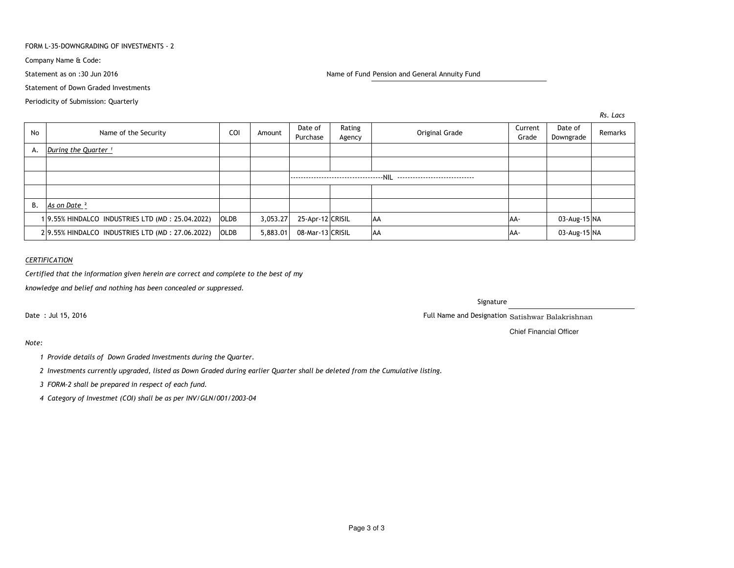FORM L-35-DOWNGRADING OF INVESTMENTS - 2

Company Name & Code:

Statement as on :30 Jun 2016

Name of Fund Pension and General Annuity Fund

Statement of Down Graded Investments

Periodicity of Submission: Quarterly

*Rs. Lacs*

| No | Name of the Security | COI | Amount | Date of Purchase | Rating Agency | Original Grade | Current Grade | Date of Downgrade | Remarks |
|---|---|---|---|---|---|---|---|---|---|
| A. | *During the Quarter* [1] | | | | | | | | |
| | | | | | | | | | |
| | | | | ------------------------------------NIL ------------------------------ | | | | | |
| | | | | | | | | | |
| B. | *As on Date* [2] | | | | | | | | |
| 1 | 9.55% HINDALCO INDUSTRIES LTD (MD : 25.04.2022) | OLDB | 3,053.27 | 25-Apr-12 | CRISIL | AA | AA- | 03-Aug-15 | NA |
| 2 | 9.55% HINDALCO INDUSTRIES LTD (MD : 27.06.2022) | OLDB | 5,883.01 | 08-Mar-13 | CRISIL | AA | AA- | 03-Aug-15 | NA |

*CERTIFICATION*

*Certified that the information given herein are correct and complete to the best of my knowledge and belief and nothing has been concealed or suppressed.*

Signature

Date : Jul 15, 2016

Full Name and Designation Satishwar Balakrishnan

Chief Financial Officer

*Note:*

1. *Provide details of Down Graded Investments during the Quarter.*
2. *Investments currently upgraded, listed as Down Graded during earlier Quarter shall be deleted from the Cumulative listing.*
3. *FORM-2 shall be prepared in respect of each fund.*
4. *Category of Investmet (COI) shall be as per INV/GLN/001/2003-04*